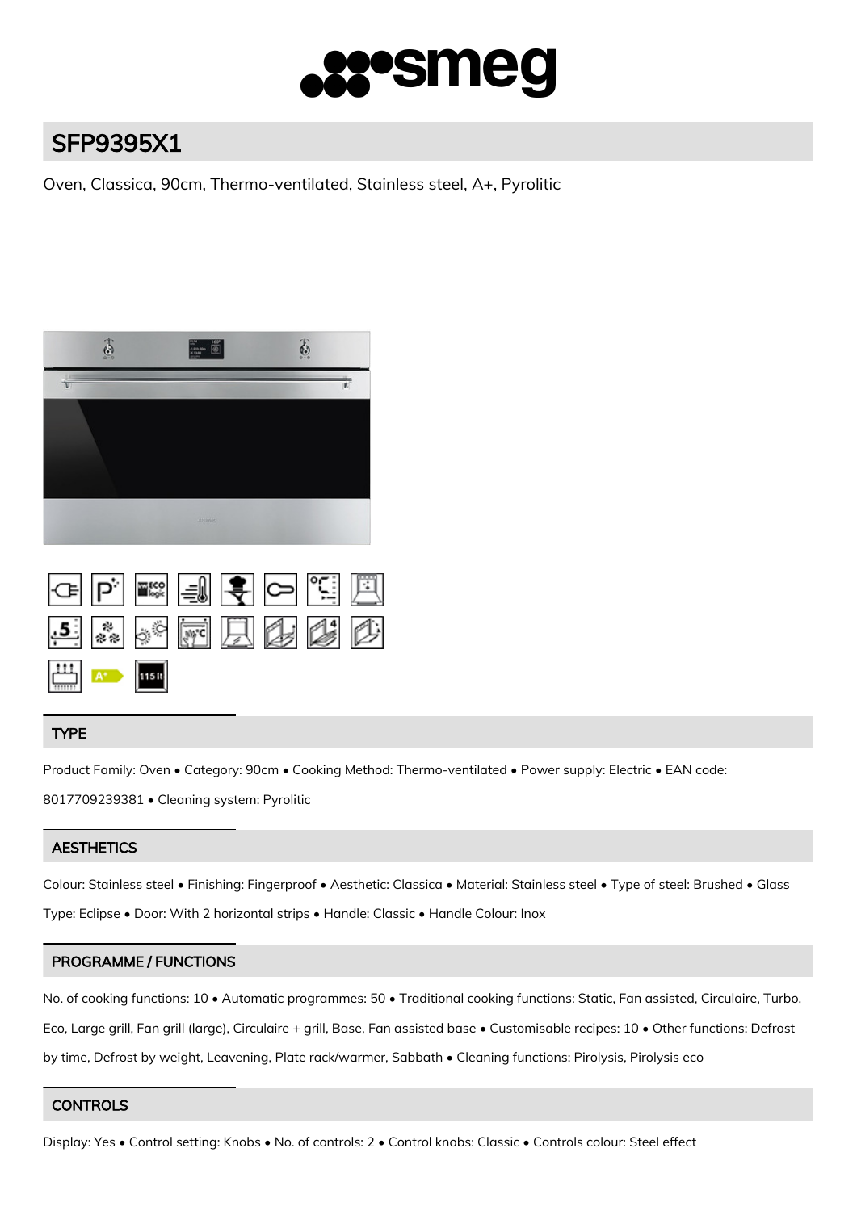# SFP9395X1

Oven, Classica, 90cm, Thermo-ventilated, Stainless steel, A+, Pyrolitic

## TYPE

Product Family: Oven • Category: 90cm • Cooking Method: Thermo-ventilated • Power supply: Electric • EAN code: 8017709239381 • Cleaning system: Pyrolitic

## AESTHETICS

Colour: Stainless steel • Finishing: Fingerproof • Aesthetic: Classica • Material: Stainless steel • Type of steel: Brushed • Glass Type: Eclipse • Door: With 2 horizontal strips • Handle: Classic • Handle Colour: Inox

## PROGRAMME / FUNCTIONS

No. of cooking functions: 10 • Automatic programmes: 50 • Traditional cooking functions: Static, Fan assisted, Circulaire, Turbo, Eco, Large grill, Fan grill (large), Circulaire + grill, Base, Fan assisted base • Customisable recipes: 10 • Other functions: Defrost by time, Defrost by weight, Leavening, Plate rack/warmer, Sabbath • Cleaning functions: Pirolysis, Pirolysis eco

## CONTROLS

Display: Yes • Control setting: Knobs • No. of controls: 2 • Control knobs: Classic • Controls colour: Steel effect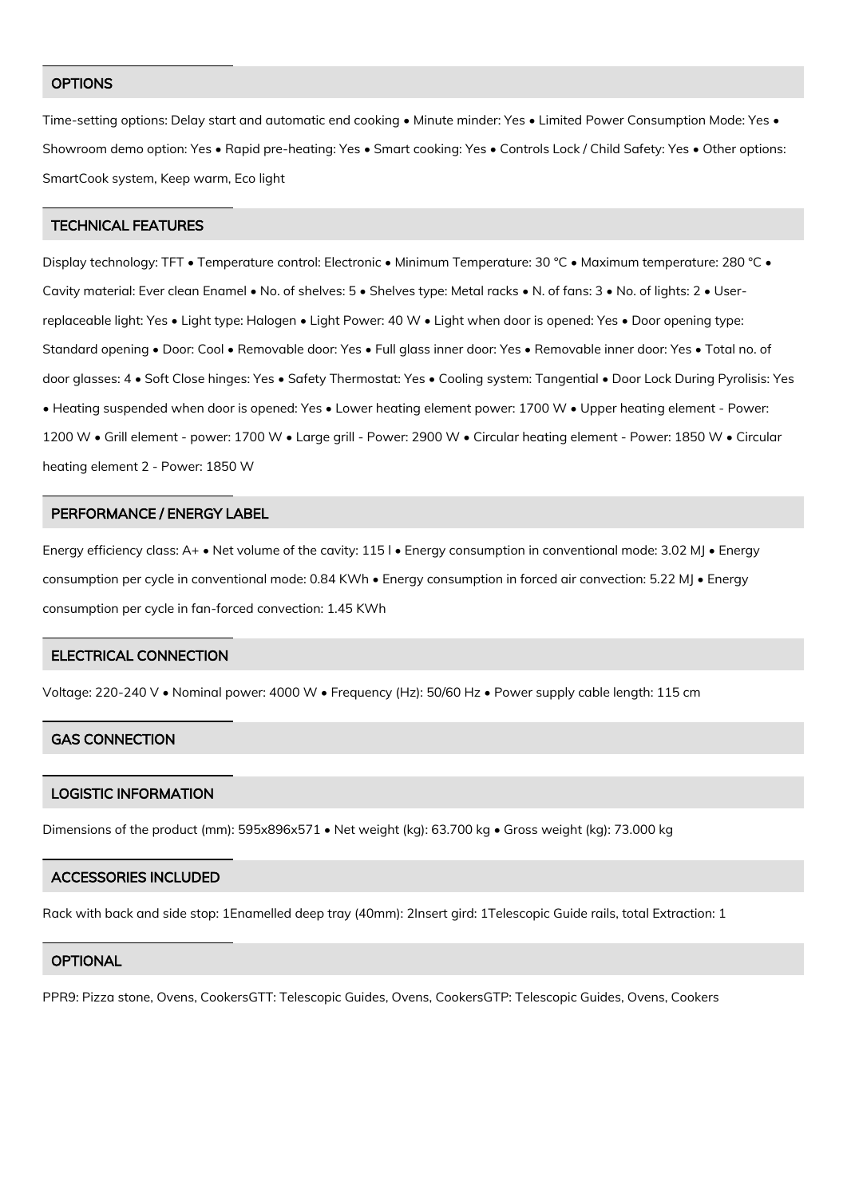## OPTIONS

Time-setting options: Delay start and automatic end cooking • Minute minder: Yes • Limited Power Consumption Mode: Yes • Showroom demo option: Yes • Rapid pre-heating: Yes • Smart cooking: Yes • Controls Lock / Child Safety: Yes • Other options: SmartCook system, Keep warm, Eco light

## TECHNICAL FEATURES

Display technology: TFT • Temperature control: Electronic • Minimum Temperature: 30 °C • Maximum temperature: 280 °C • Cavity material: Ever clean Enamel • No. of shelves: 5 • Shelves type: Metal racks • N. of fans: 3 • No. of lights: 2 • User-replaceable light: Yes • Light type: Halogen • Light Power: 40 W • Light when door is opened: Yes • Door opening type: Standard opening • Door: Cool • Removable door: Yes • Full glass inner door: Yes • Removable inner door: Yes • Total no. of door glasses: 4 • Soft Close hinges: Yes • Safety Thermostat: Yes • Cooling system: Tangential • Door Lock During Pyrolisis: Yes • Heating suspended when door is opened: Yes • Lower heating element power: 1700 W • Upper heating element - Power: 1200 W • Grill element - power: 1700 W • Large grill - Power: 2900 W • Circular heating element - Power: 1850 W • Circular heating element 2 - Power: 1850 W

## PERFORMANCE / ENERGY LABEL

Energy efficiency class: A+ • Net volume of the cavity: 115 l • Energy consumption in conventional mode: 3.02 MJ • Energy consumption per cycle in conventional mode: 0.84 KWh • Energy consumption in forced air convection: 5.22 MJ • Energy consumption per cycle in fan-forced convection: 1.45 KWh

## ELECTRICAL CONNECTION

Voltage: 220-240 V • Nominal power: 4000 W • Frequency (Hz): 50/60 Hz • Power supply cable length: 115 cm

## GAS CONNECTION

## LOGISTIC INFORMATION

Dimensions of the product (mm): 595x896x571 • Net weight (kg): 63.700 kg • Gross weight (kg): 73.000 kg

## ACCESSORIES INCLUDED

Rack with back and side stop: 1Enamelled deep tray (40mm): 2Insert gird: 1Telescopic Guide rails, total Extraction: 1

## OPTIONAL

PPR9: Pizza stone, Ovens, CookersGTT: Telescopic Guides, Ovens, CookersGTP: Telescopic Guides, Ovens, Cookers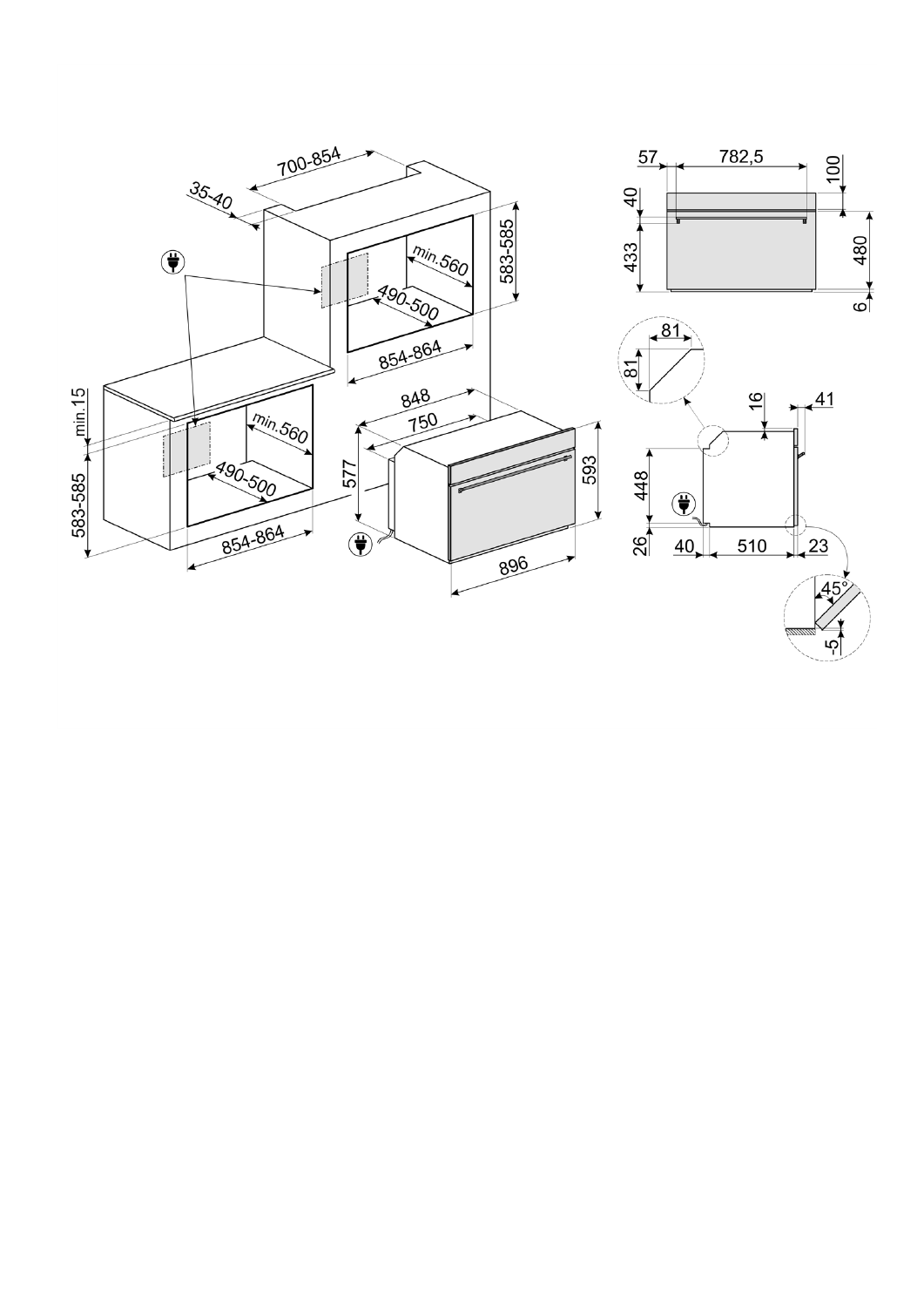700-854
35-40
583-585
min.560
490-500
854-864
min.15
583-585
min.560
490-500
854-864
848
750
577
593
896
57
782,5
100
40
433
480
6
81
81
16
41
448
26
40
510
23
45°
-5